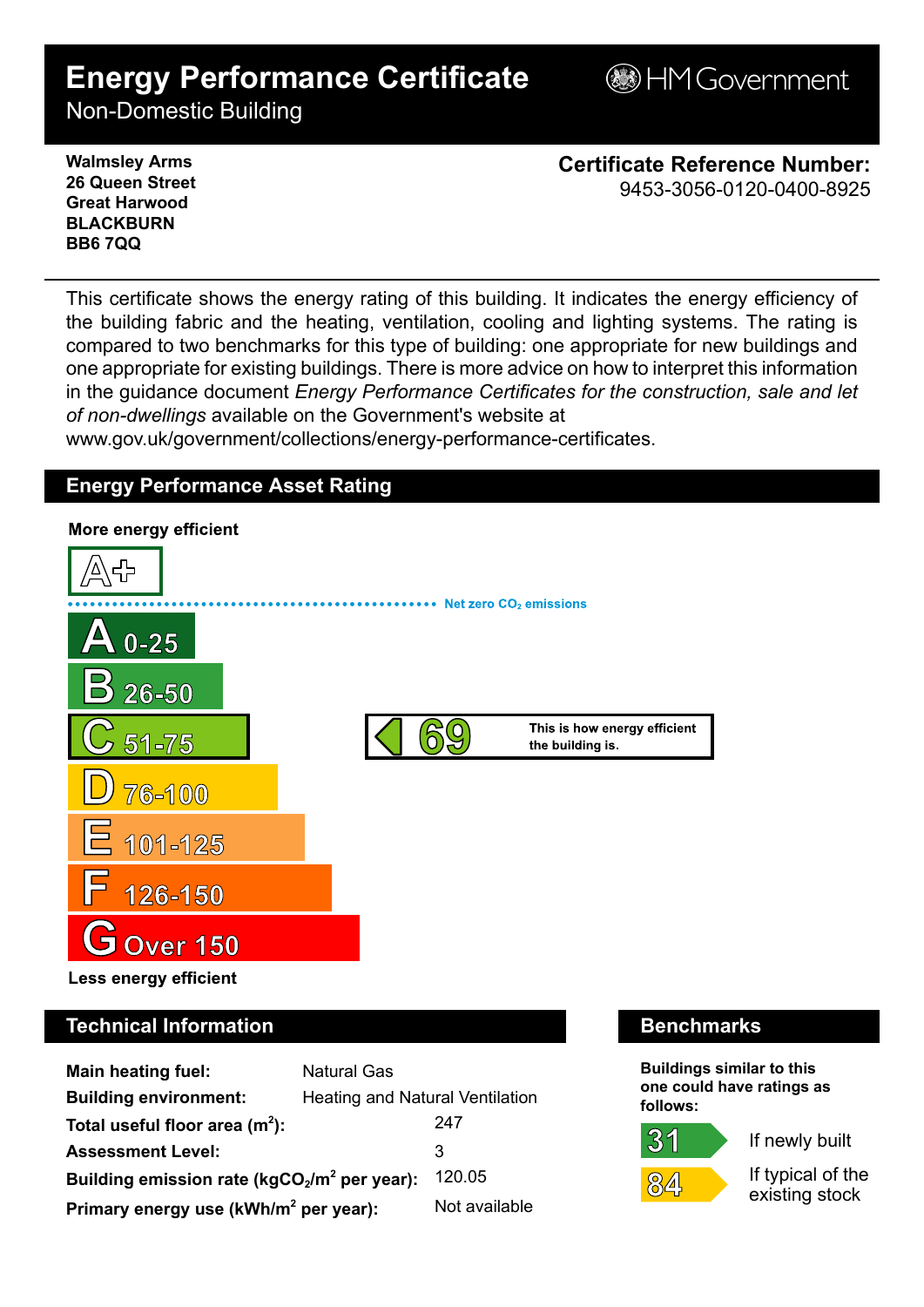# Energy Performance Certificate

Non-Domestic Building

HM Government

**Walmsley Arms**
**26 Queen Street**
**Great Harwood**
**BLACKBURN**
**BB6 7QQ**

**Certificate Reference Number:**
9453-3056-0120-0400-8925

This certificate shows the energy rating of this building. It indicates the energy efficiency of the building fabric and the heating, ventilation, cooling and lighting systems. The rating is compared to two benchmarks for this type of building: one appropriate for new buildings and one appropriate for existing buildings. There is more advice on how to interpret this information in the guidance document *Energy Performance Certificates for the construction, sale and let of non-dwellings* available on the Government's website at www.gov.uk/government/collections/energy-performance-certificates.

## Energy Performance Asset Rating

**More energy efficient**

A+

Net zero $CO_2$ emissions

- A 0-25
- B 26-50
- C 51-75
- D 76-100
- E 101-125
- F 126-150
- G Over 150

**Less energy efficient**

**69** — This is how energy efficient the building is.

## Technical Information

| | |
|---|---|
| **Main heating fuel:** | Natural Gas |
| **Building environment:** | Heating and Natural Ventilation |
| **Total useful floor area ($m^2$):** | 247 |
| **Assessment Level:** | 3 |
| **Building emission rate ($kgCO_2/m^2$ per year):** | 120.05 |
| **Primary energy use ($kWh/m^2$ per year):** | Not available |

## Benchmarks

**Buildings similar to this one could have ratings as follows:**

- **31** If newly built
- **84** If typical of the existing stock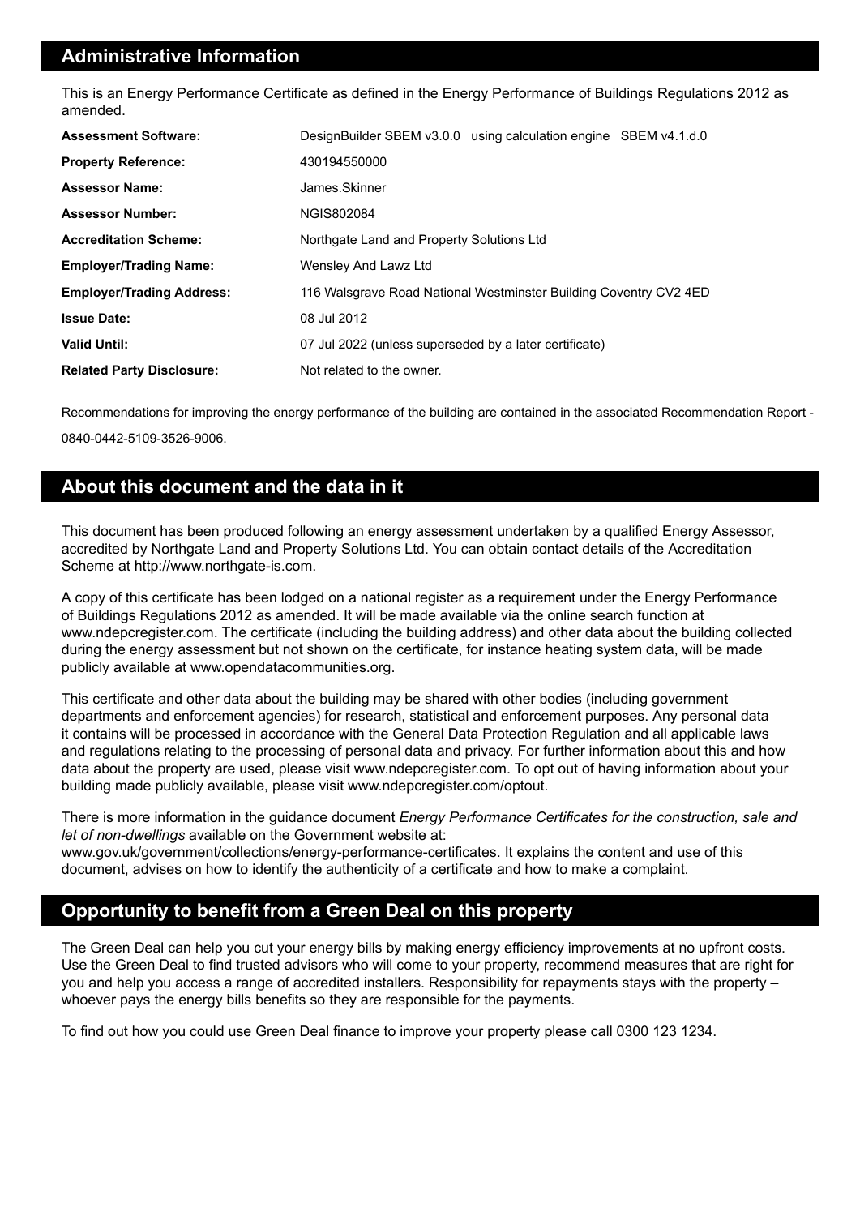## Administrative Information

This is an Energy Performance Certificate as defined in the Energy Performance of Buildings Regulations 2012 as amended.

| | |
|---|---|
| **Assessment Software:** | DesignBuilder SBEM v3.0.0 using calculation engine SBEM v4.1.d.0 |
| **Property Reference:** | 430194550000 |
| **Assessor Name:** | James.Skinner |
| **Assessor Number:** | NGIS802084 |
| **Accreditation Scheme:** | Northgate Land and Property Solutions Ltd |
| **Employer/Trading Name:** | Wensley And Lawz Ltd |
| **Employer/Trading Address:** | 116 Walsgrave Road National Westminster Building Coventry CV2 4ED |
| **Issue Date:** | 08 Jul 2012 |
| **Valid Until:** | 07 Jul 2022 (unless superseded by a later certificate) |
| **Related Party Disclosure:** | Not related to the owner. |

Recommendations for improving the energy performance of the building are contained in the associated Recommendation Report - 0840-0442-5109-3526-9006.

## About this document and the data in it

This document has been produced following an energy assessment undertaken by a qualified Energy Assessor, accredited by Northgate Land and Property Solutions Ltd. You can obtain contact details of the Accreditation Scheme at http://www.northgate-is.com.

A copy of this certificate has been lodged on a national register as a requirement under the Energy Performance of Buildings Regulations 2012 as amended. It will be made available via the online search function at www.ndepcregister.com. The certificate (including the building address) and other data about the building collected during the energy assessment but not shown on the certificate, for instance heating system data, will be made publicly available at www.opendatacommunities.org.

This certificate and other data about the building may be shared with other bodies (including government departments and enforcement agencies) for research, statistical and enforcement purposes. Any personal data it contains will be processed in accordance with the General Data Protection Regulation and all applicable laws and regulations relating to the processing of personal data and privacy. For further information about this and how data about the property are used, please visit www.ndepcregister.com. To opt out of having information about your building made publicly available, please visit www.ndepcregister.com/optout.

There is more information in the guidance document *Energy Performance Certificates for the construction, sale and let of non-dwellings* available on the Government website at:
www.gov.uk/government/collections/energy-performance-certificates. It explains the content and use of this document, advises on how to identify the authenticity of a certificate and how to make a complaint.

## Opportunity to benefit from a Green Deal on this property

The Green Deal can help you cut your energy bills by making energy efficiency improvements at no upfront costs. Use the Green Deal to find trusted advisors who will come to your property, recommend measures that are right for you and help you access a range of accredited installers. Responsibility for repayments stays with the property – whoever pays the energy bills benefits so they are responsible for the payments.

To find out how you could use Green Deal finance to improve your property please call 0300 123 1234.